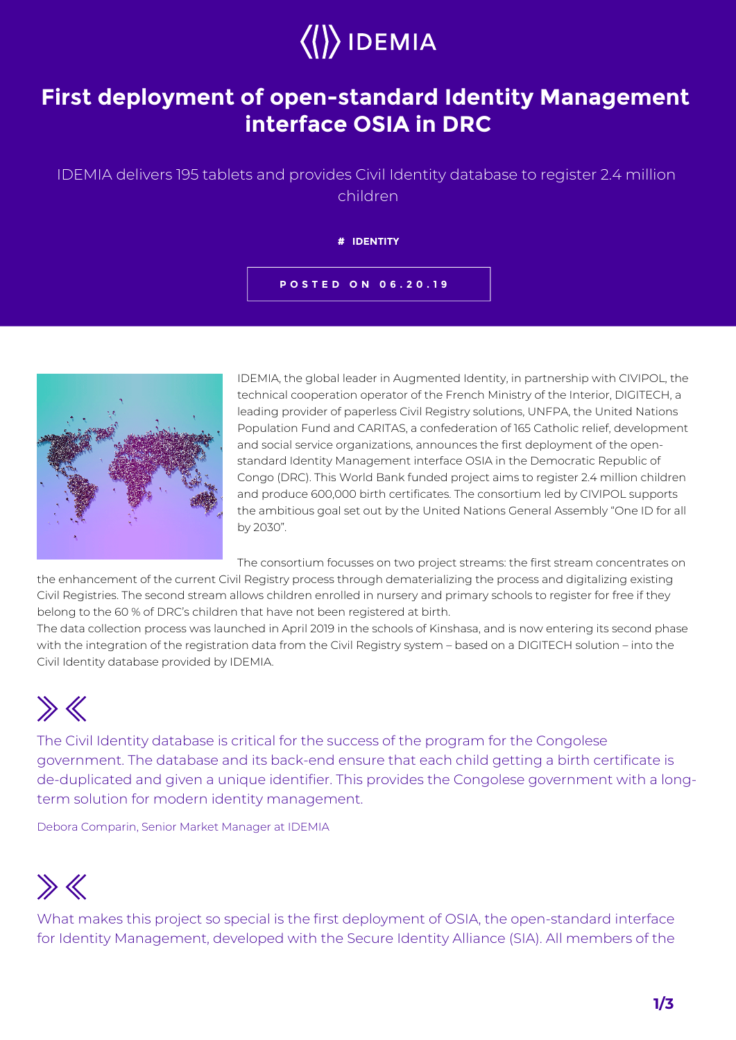IDEMIA

# First deployment of open-standard Identity Management interface OSIA in DRC

IDEMIA delivers 195 tablets and provides Civil Identity database to register 2.4 million children

# IDENTITY

POSTED ON 06.20.19

IDEMIA, the global leader in Augmented Identity, in partnership with CIVIPOL, the technical cooperation operator of the French Ministry of the Interior, DIGITECH, a leading provider of paperless Civil Registry solutions, UNFPA, the United Nations Population Fund and CARITAS, a confederation of 165 Catholic relief, development and social service organizations, announces the first deployment of the open-standard Identity Management interface OSIA in the Democratic Republic of Congo (DRC). This World Bank funded project aims to register 2.4 million children and produce 600,000 birth certificates. The consortium led by CIVIPOL supports the ambitious goal set out by the United Nations General Assembly "One ID for all by 2030".

The consortium focusses on two project streams: the first stream concentrates on the enhancement of the current Civil Registry process through dematerializing the process and digitalizing existing Civil Registries. The second stream allows children enrolled in nursery and primary schools to register for free if they belong to the 60 % of DRC's children that have not been registered at birth.
The data collection process was launched in April 2019 in the schools of Kinshasa, and is now entering its second phase with the integration of the registration data from the Civil Registry system – based on a DIGITECH solution – into the Civil Identity database provided by IDEMIA.

> The Civil Identity database is critical for the success of the program for the Congolese government. The database and its back-end ensure that each child getting a birth certificate is de-duplicated and given a unique identifier. This provides the Congolese government with a long-term solution for modern identity management.
>
> Debora Comparin, Senior Market Manager at IDEMIA

> What makes this project so special is the first deployment of OSIA, the open-standard interface for Identity Management, developed with the Secure Identity Alliance (SIA). All members of the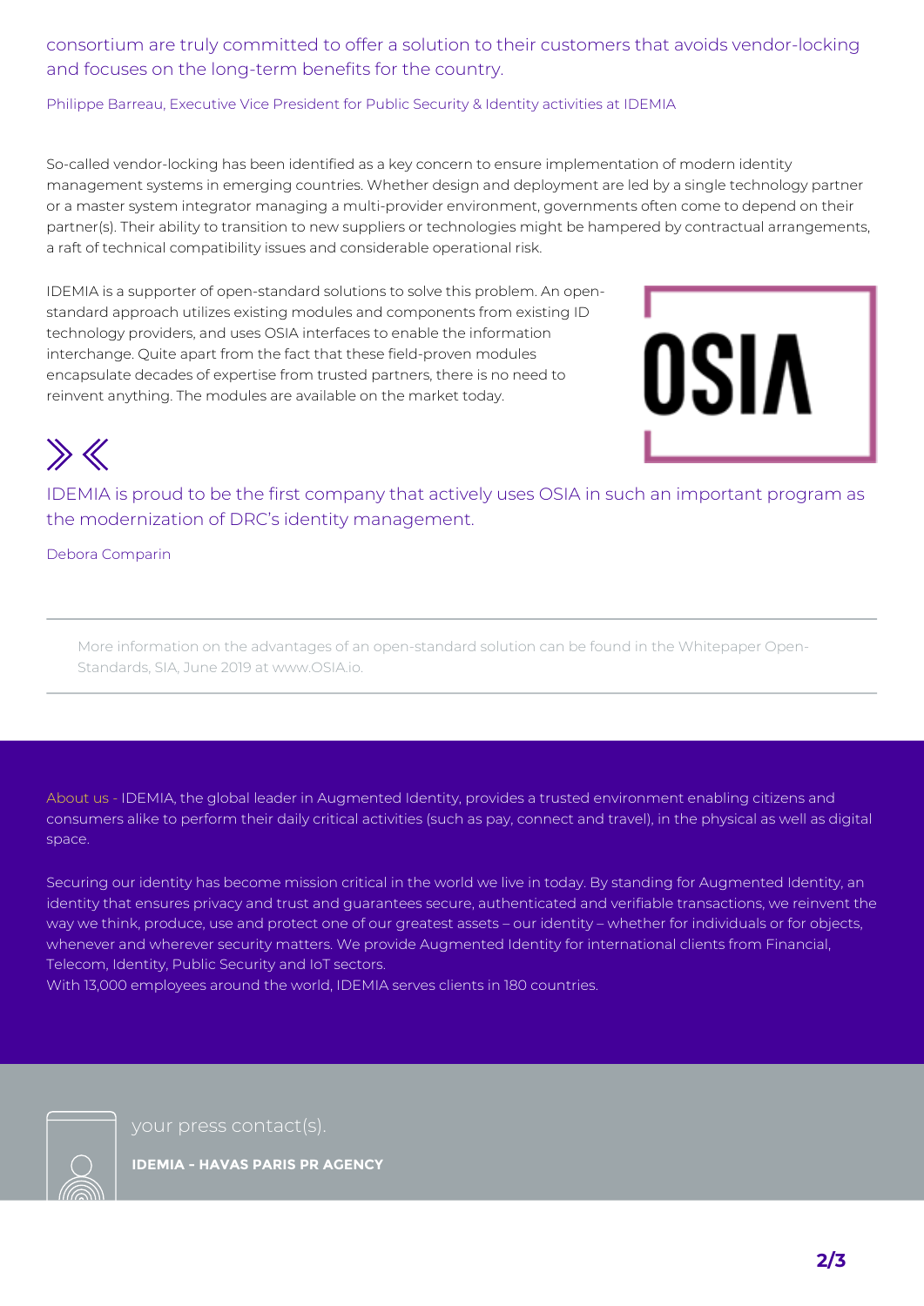consortium are truly committed to offer a solution to their customers that avoids vendor-locking and focuses on the long-term benefits for the country.

Philippe Barreau, Executive Vice President for Public Security & Identity activities at IDEMIA

So-called vendor-locking has been identified as a key concern to ensure implementation of modern identity management systems in emerging countries. Whether design and deployment are led by a single technology partner or a master system integrator managing a multi-provider environment, governments often come to depend on their partner(s). Their ability to transition to new suppliers or technologies might be hampered by contractual arrangements, a raft of technical compatibility issues and considerable operational risk.

IDEMIA is a supporter of open-standard solutions to solve this problem. An open-standard approach utilizes existing modules and components from existing ID technology providers, and uses OSIA interfaces to enable the information interchange. Quite apart from the fact that these field-proven modules encapsulate decades of expertise from trusted partners, there is no need to reinvent anything. The modules are available on the market today.

IDEMIA is proud to be the first company that actively uses OSIA in such an important program as the modernization of DRC's identity management.

Debora Comparin

More information on the advantages of an open-standard solution can be found in the Whitepaper Open-Standards, SIA, June 2019 at www.OSIA.io.

About us - IDEMIA, the global leader in Augmented Identity, provides a trusted environment enabling citizens and consumers alike to perform their daily critical activities (such as pay, connect and travel), in the physical as well as digital space.

Securing our identity has become mission critical in the world we live in today. By standing for Augmented Identity, an identity that ensures privacy and trust and guarantees secure, authenticated and verifiable transactions, we reinvent the way we think, produce, use and protect one of our greatest assets – our identity – whether for individuals or for objects, whenever and wherever security matters. We provide Augmented Identity for international clients from Financial, Telecom, Identity, Public Security and IoT sectors.
With 13,000 employees around the world, IDEMIA serves clients in 180 countries.

your press contact(s).

**IDEMIA - HAVAS PARIS PR AGENCY**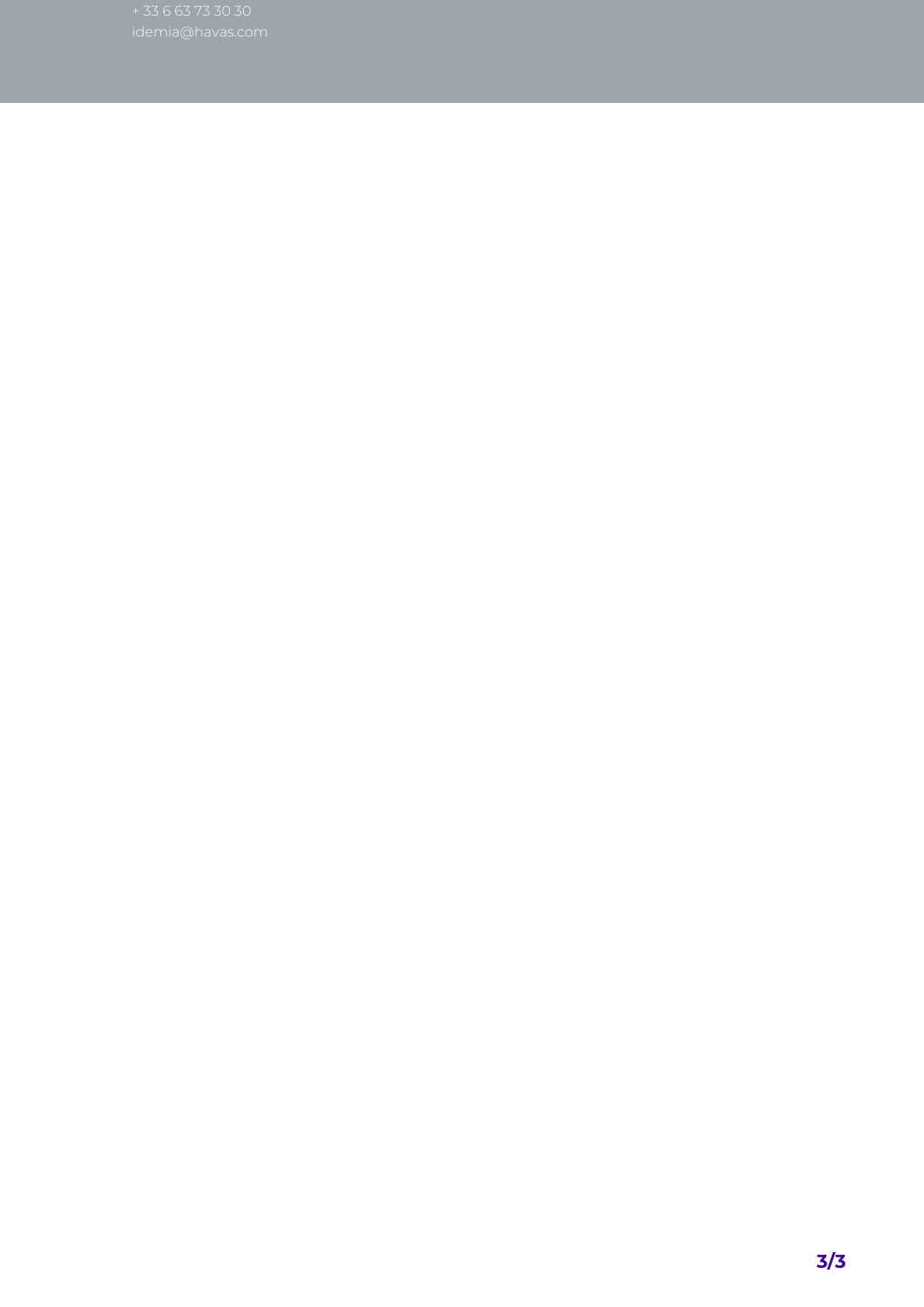+ 33 6 63 73 30 30
idemia@havas.com